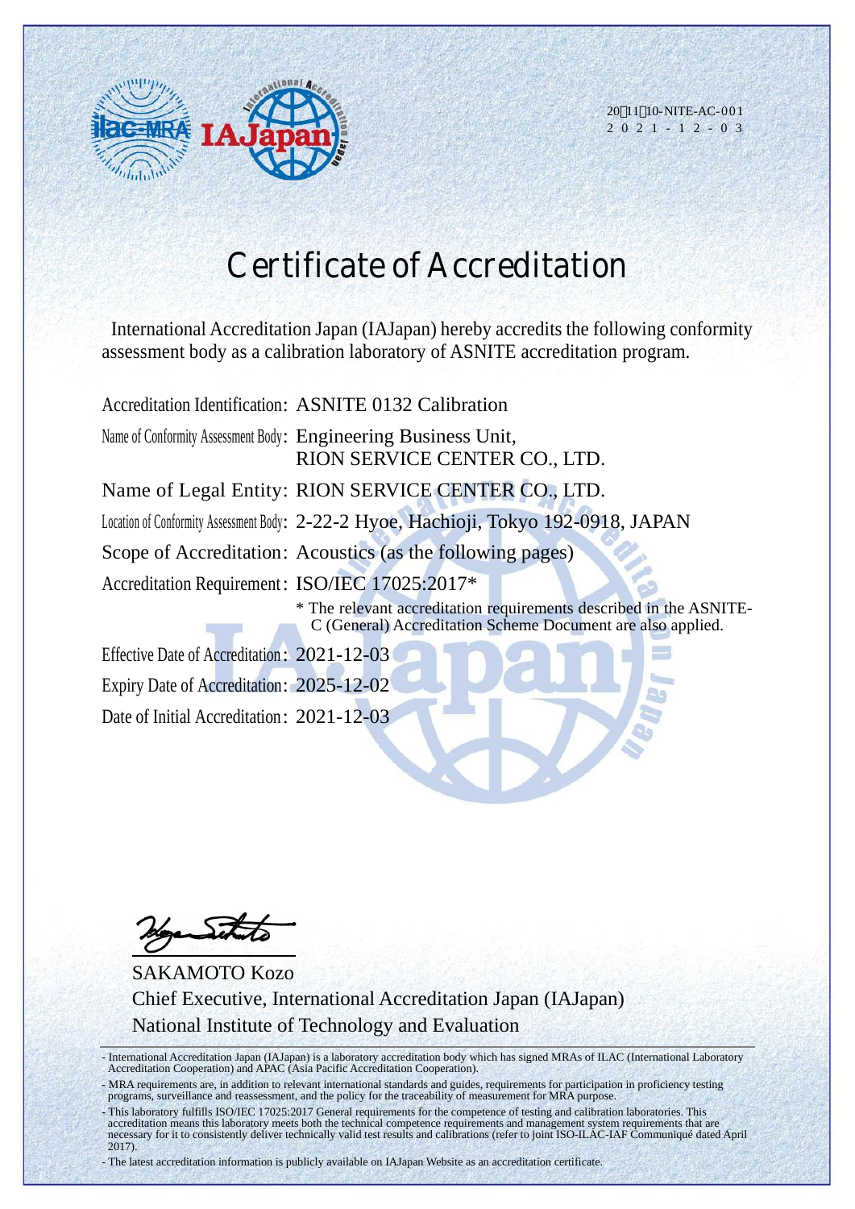20□11□10-NITE-AC-001
2021-12-03

# Certificate of Accreditation

International Accreditation Japan (IAJapan) hereby accredits the following conformity assessment body as a calibration laboratory of ASNITE accreditation program.

Accreditation Identification: ASNITE 0132 Calibration

Name of Conformity Assessment Body: Engineering Business Unit, RION SERVICE CENTER CO., LTD.

Name of Legal Entity: RION SERVICE CENTER CO., LTD.

Location of Conformity Assessment Body: 2-22-2 Hyoe, Hachioji, Tokyo 192-0918, JAPAN

Scope of Accreditation: Acoustics (as the following pages)

Accreditation Requirement: ISO/IEC 17025:2017*

\* The relevant accreditation requirements described in the ASNITE-C (General) Accreditation Scheme Document are also applied.

Effective Date of Accreditation: 2021-12-03

Expiry Date of Accreditation: 2025-12-02

Date of Initial Accreditation: 2021-12-03

SAKAMOTO Kozo
Chief Executive, International Accreditation Japan (IAJapan)
National Institute of Technology and Evaluation

- International Accreditation Japan (IAJapan) is a laboratory accreditation body which has signed MRAs of ILAC (International Laboratory Accreditation Cooperation) and APAC (Asia Pacific Accreditation Cooperation).
- MRA requirements are, in addition to relevant international standards and guides, requirements for participation in proficiency testing programs, surveillance and reassessment, and the policy for the traceability of measurement for MRA purpose.
- This laboratory fulfills ISO/IEC 17025:2017 General requirements for the competence of testing and calibration laboratories. This accreditation means this laboratory meets both the technical competence requirements and management system requirements that are necessary for it to consistently deliver technically valid test results and calibrations (refer to joint ISO-ILAC-IAF Communiqué dated April 2017).
- The latest accreditation information is publicly available on IAJapan Website as an accreditation certificate.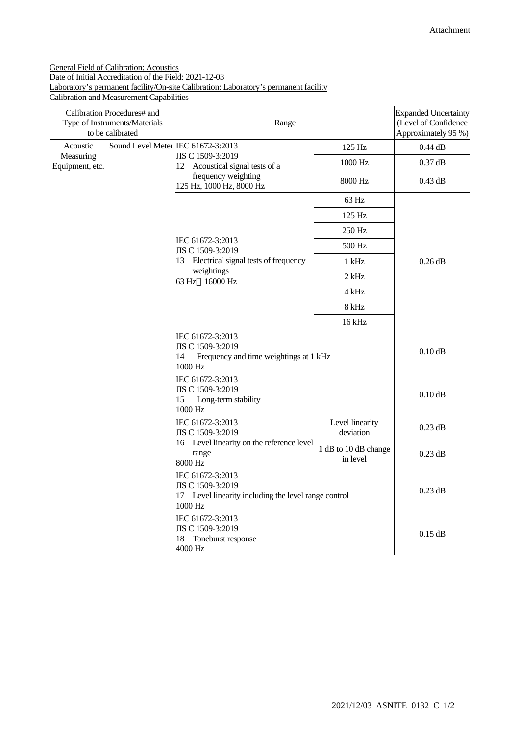Attachment

General Field of Calibration: Acoustics
Date of Initial Accreditation of the Field: 2021-12-03
Laboratory's permanent facility/On-site Calibration: Laboratory's permanent facility
Calibration and Measurement Capabilities

| Calibration Procedures# and Type of Instruments/Materials to be calibrated | | Range | | Expanded Uncertainty (Level of Confidence Approximately 95 %) |
|---|---|---|---|---|
| Acoustic Measuring Equipment, etc. | Sound Level Meter | IEC 61672-3:2013<br>JIS C 1509-3:2019<br>12 Acoustical signal tests of a frequency weighting<br>125 Hz, 1000 Hz, 8000 Hz | 125 Hz | 0.44 dB |
| | | | 1000 Hz | 0.37 dB |
| | | | 8000 Hz | 0.43 dB |
| | | IEC 61672-3:2013<br>JIS C 1509-3:2019<br>13 Electrical signal tests of frequency weightings<br>63 Hz～16000 Hz | 63 Hz | 0.26 dB |
| | | | 125 Hz | |
| | | | 250 Hz | |
| | | | 500 Hz | |
| | | | 1 kHz | |
| | | | 2 kHz | |
| | | | 4 kHz | |
| | | | 8 kHz | |
| | | | 16 kHz | |
| | | IEC 61672-3:2013<br>JIS C 1509-3:2019<br>14 Frequency and time weightings at 1 kHz<br>1000 Hz | | 0.10 dB |
| | | IEC 61672-3:2013<br>JIS C 1509-3:2019<br>15 Long-term stability<br>1000 Hz | | 0.10 dB |
| | | IEC 61672-3:2013<br>JIS C 1509-3:2019<br>16 Level linearity on the reference level range<br>8000 Hz | Level linearity deviation | 0.23 dB |
| | | | 1 dB to 10 dB change in level | 0.23 dB |
| | | IEC 61672-3:2013<br>JIS C 1509-3:2019<br>17 Level linearity including the level range control<br>1000 Hz | | 0.23 dB |
| | | IEC 61672-3:2013<br>JIS C 1509-3:2019<br>18 Toneburst response<br>4000 Hz | | 0.15 dB |

2021/12/03 ASNITE 0132 C 1/2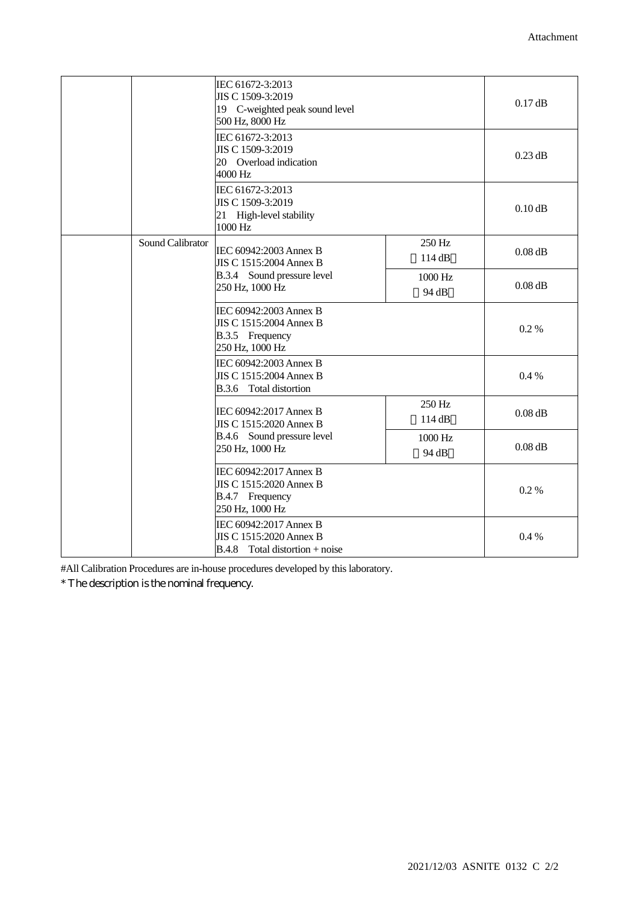Attachment

| | | | | |
|---|---|---|---|---|
| | | IEC 61672-3:2013<br>JIS C 1509-3:2019<br>19 C-weighted peak sound level<br>500 Hz, 8000 Hz | | 0.17 dB |
| | | IEC 61672-3:2013<br>JIS C 1509-3:2019<br>20 Overload indication<br>4000 Hz | | 0.23 dB |
| | | IEC 61672-3:2013<br>JIS C 1509-3:2019<br>21 High-level stability<br>1000 Hz | | 0.10 dB |
| | Sound Calibrator | IEC 60942:2003 Annex B<br>JIS C 1515:2004 Annex B<br>B.3.4 Sound pressure level<br>250 Hz, 1000 Hz | 250 Hz<br>（114 dB） | 0.08 dB |
| | | | 1000 Hz<br>（94 dB） | 0.08 dB |
| | | IEC 60942:2003 Annex B<br>JIS C 1515:2004 Annex B<br>B.3.5 Frequency<br>250 Hz, 1000 Hz | | 0.2 % |
| | | IEC 60942:2003 Annex B<br>JIS C 1515:2004 Annex B<br>B.3.6 Total distortion | | 0.4 % |
| | | IEC 60942:2017 Annex B<br>JIS C 1515:2020 Annex B<br>B.4.6 Sound pressure level<br>250 Hz, 1000 Hz | 250 Hz<br>（114 dB） | 0.08 dB |
| | | | 1000 Hz<br>（94 dB） | 0.08 dB |
| | | IEC 60942:2017 Annex B<br>JIS C 1515:2020 Annex B<br>B.4.7 Frequency<br>250 Hz, 1000 Hz | | 0.2 % |
| | | IEC 60942:2017 Annex B<br>JIS C 1515:2020 Annex B<br>B.4.8 Total distortion + noise | | 0.4 % |

#All Calibration Procedures are in-house procedures developed by this laboratory.

* The description is the nominal frequency.

2021/12/03 ASNITE 0132 C